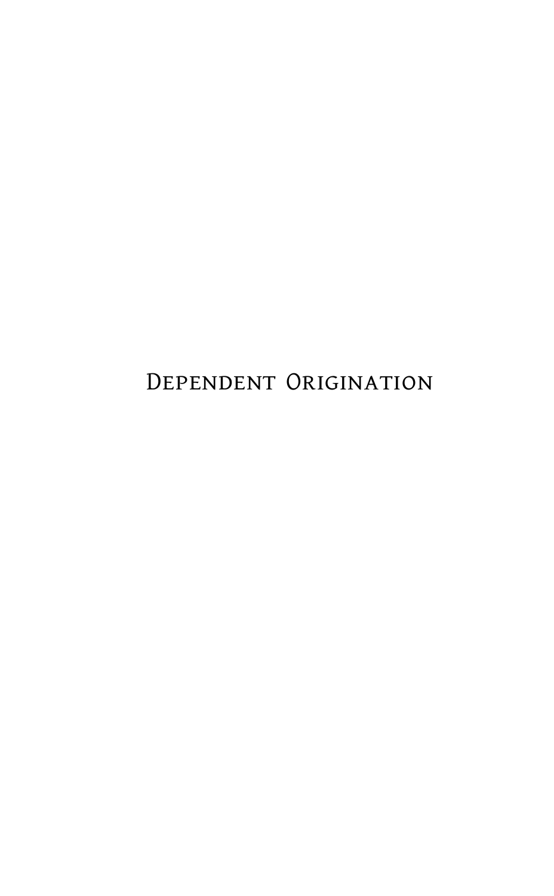# Dependent Origination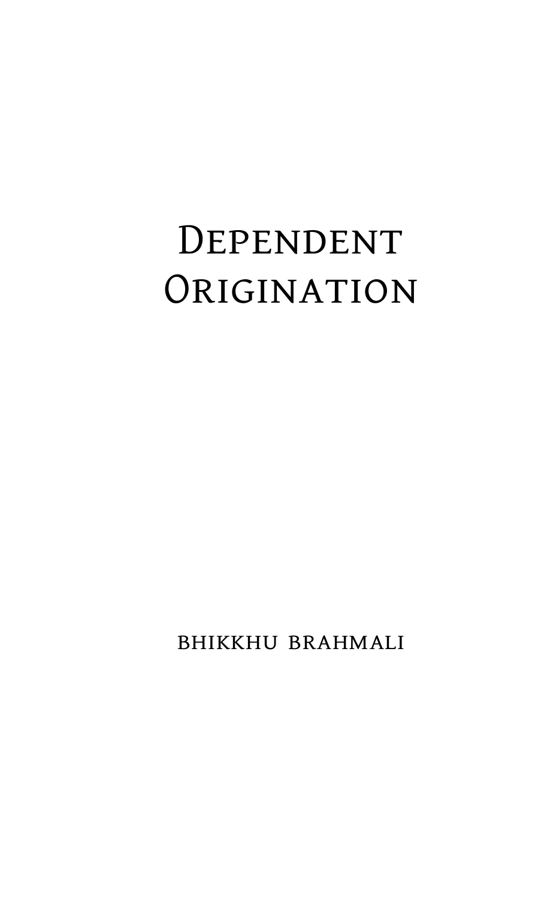# Dependent Origination

bhikkhu brahmali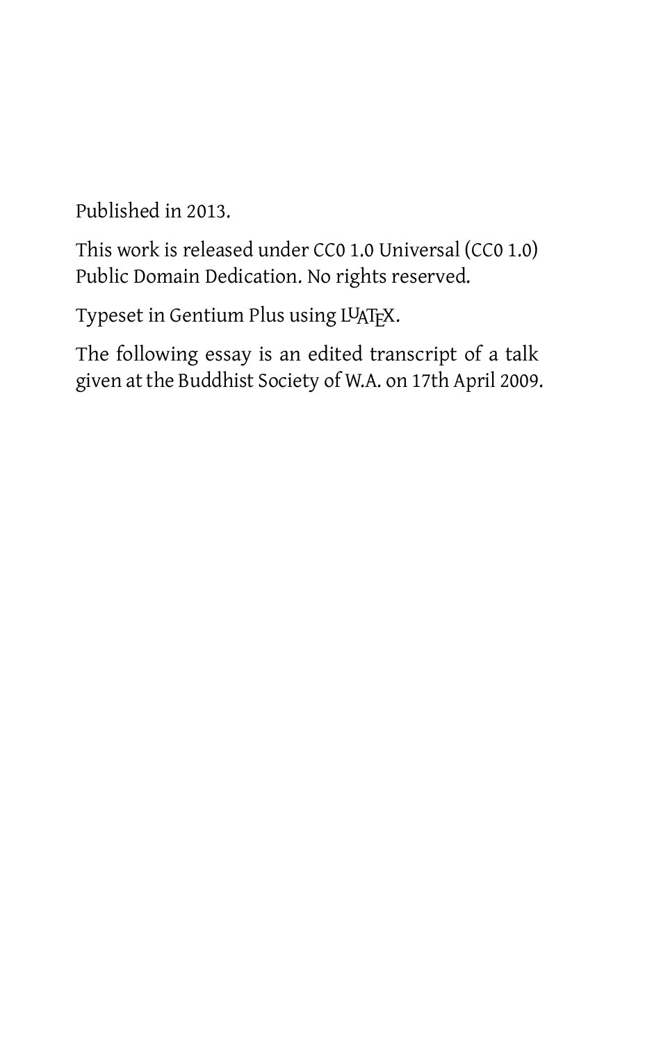Published in 2013.

This work is released under CC0 1.0 Universal (CC0 1.0) Public Domain Dedication. No rights reserved.

Typeset in Gentium Plus using LuaTeX.

The following essay is an edited transcript of a talk given at the Buddhist Society of W.A. on 17th April 2009.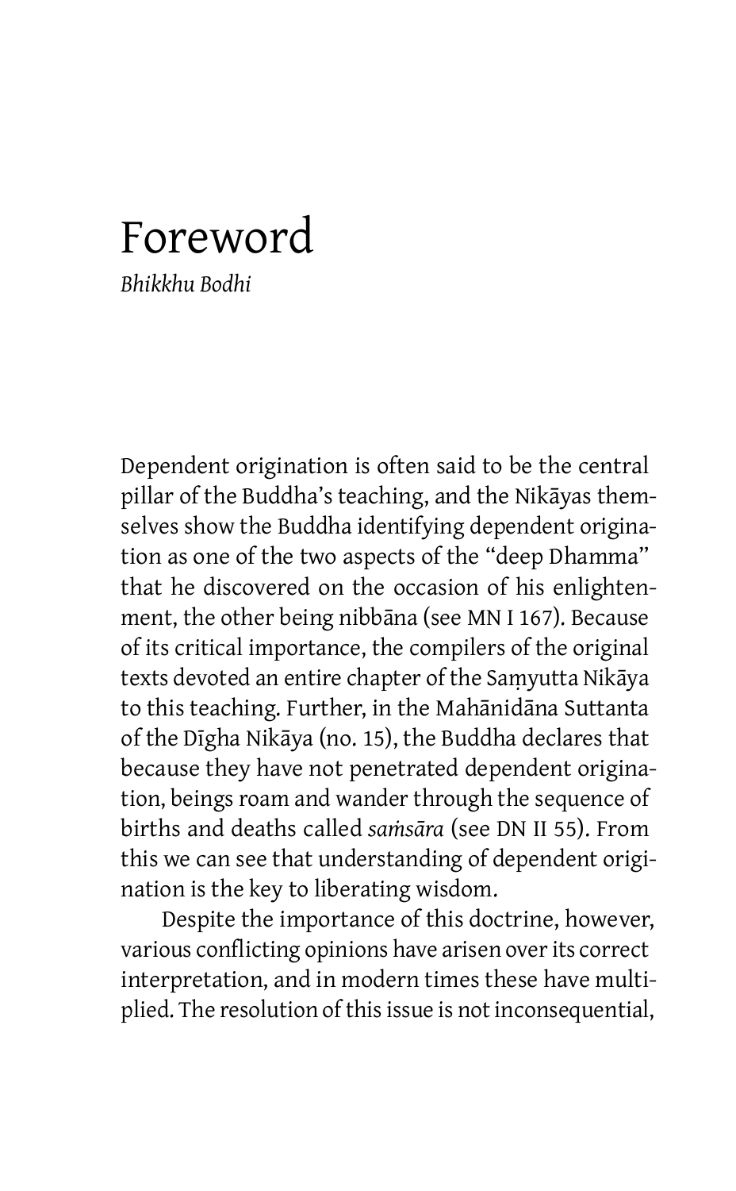# Foreword

*Bhikkhu Bodhi*

Dependent origination is often said to be the central pillar of the Buddha's teaching, and the Nikāyas themselves show the Buddha identifying dependent origination as one of the two aspects of the "deep Dhamma" that he discovered on the occasion of his enlightenment, the other being nibbāna (see MN I 167). Because of its critical importance, the compilers of the original texts devoted an entire chapter of the Saṃyutta Nikāya to this teaching. Further, in the Mahānidāna Suttanta of the Dīgha Nikāya (no. 15), the Buddha declares that because they have not penetrated dependent origination, beings roam and wander through the sequence of births and deaths called *saṁsāra* (see DN II 55). From this we can see that understanding of dependent origination is the key to liberating wisdom.

Despite the importance of this doctrine, however, various conflicting opinions have arisen over its correct interpretation, and in modern times these have multiplied. The resolution of this issue is not inconsequential,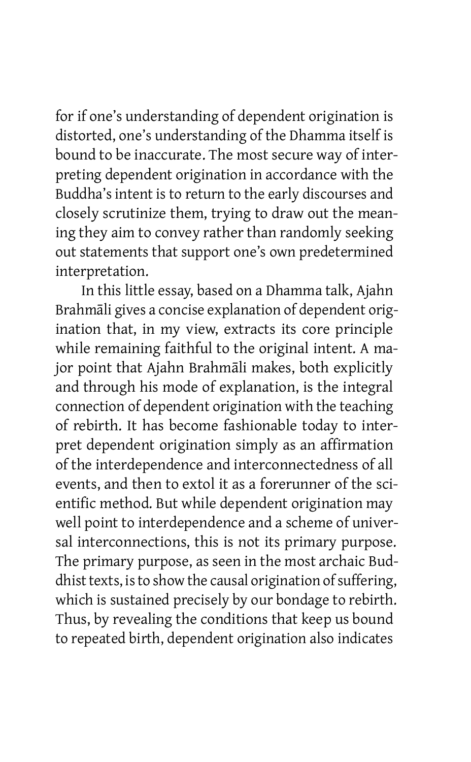for if one's understanding of dependent origination is distorted, one's understanding of the Dhamma itself is bound to be inaccurate. The most secure way of interpreting dependent origination in accordance with the Buddha's intent is to return to the early discourses and closely scrutinize them, trying to draw out the meaning they aim to convey rather than randomly seeking out statements that support one's own predetermined interpretation.

In this little essay, based on a Dhamma talk, Ajahn Brahmāli gives a concise explanation of dependent origination that, in my view, extracts its core principle while remaining faithful to the original intent. A major point that Ajahn Brahmāli makes, both explicitly and through his mode of explanation, is the integral connection of dependent origination with the teaching of rebirth. It has become fashionable today to interpret dependent origination simply as an affirmation of the interdependence and interconnectedness of all events, and then to extol it as a forerunner of the scientific method. But while dependent origination may well point to interdependence and a scheme of universal interconnections, this is not its primary purpose. The primary purpose, as seen in the most archaic Buddhist texts, is to show the causal origination of suffering, which is sustained precisely by our bondage to rebirth. Thus, by revealing the conditions that keep us bound to repeated birth, dependent origination also indicates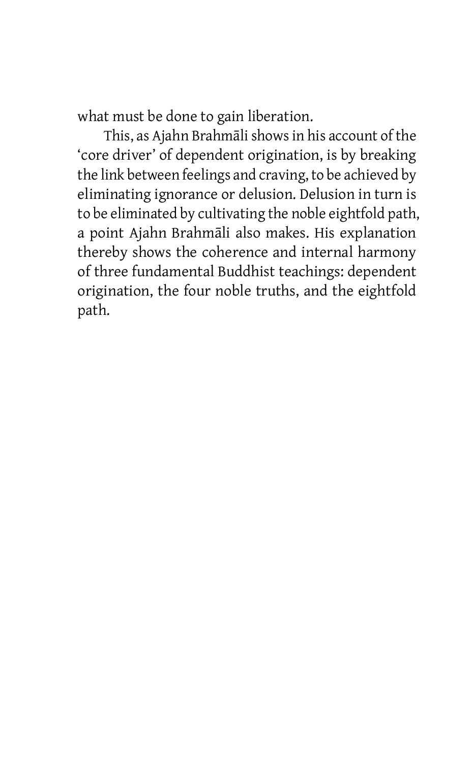what must be done to gain liberation.

This, as Ajahn Brahmāli shows in his account of the 'core driver' of dependent origination, is by breaking the link between feelings and craving, to be achieved by eliminating ignorance or delusion. Delusion in turn is to be eliminated by cultivating the noble eightfold path, a point Ajahn Brahmāli also makes. His explanation thereby shows the coherence and internal harmony of three fundamental Buddhist teachings: dependent origination, the four noble truths, and the eightfold path.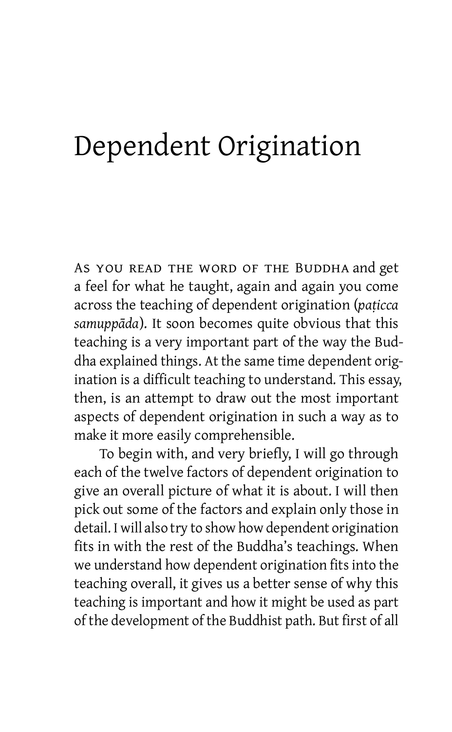# Dependent Origination

As you read the word of the Buddha and get a feel for what he taught, again and again you come across the teaching of dependent origination (*paṭicca samuppāda*). It soon becomes quite obvious that this teaching is a very important part of the way the Buddha explained things. At the same time dependent origination is a difficult teaching to understand. This essay, then, is an attempt to draw out the most important aspects of dependent origination in such a way as to make it more easily comprehensible.

To begin with, and very briefly, I will go through each of the twelve factors of dependent origination to give an overall picture of what it is about. I will then pick out some of the factors and explain only those in detail. I will also try to show how dependent origination fits in with the rest of the Buddha's teachings. When we understand how dependent origination fits into the teaching overall, it gives us a better sense of why this teaching is important and how it might be used as part of the development of the Buddhist path. But first of all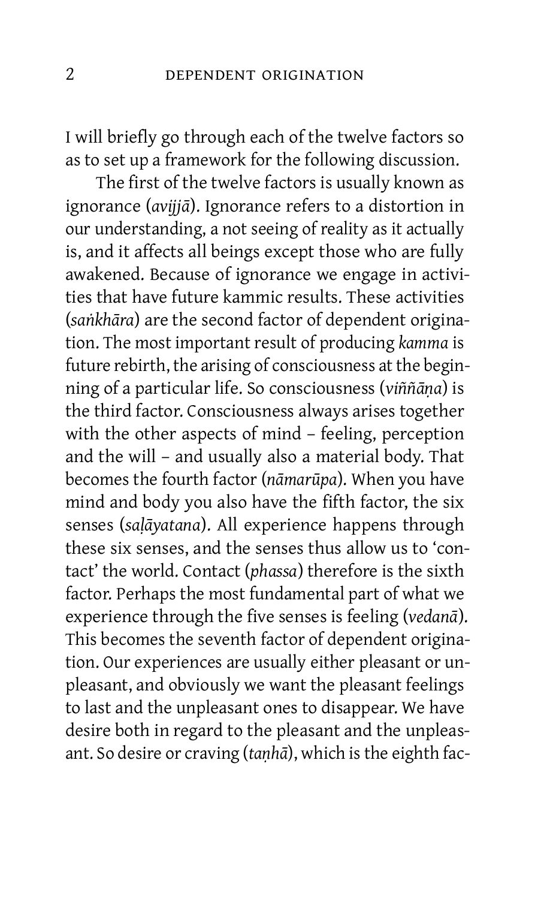I will briefly go through each of the twelve factors so as to set up a framework for the following discussion.

The first of the twelve factors is usually known as ignorance (*avijjā*). Ignorance refers to a distortion in our understanding, a not seeing of reality as it actually is, and it affects all beings except those who are fully awakened. Because of ignorance we engage in activities that have future kammic results. These activities (*saṅkhāra*) are the second factor of dependent origination. The most important result of producing *kamma* is future rebirth, the arising of consciousness at the beginning of a particular life. So consciousness (*viññāṇa*) is the third factor. Consciousness always arises together with the other aspects of mind – feeling, perception and the will – and usually also a material body. That becomes the fourth factor (*nāmarūpa*). When you have mind and body you also have the fifth factor, the six senses (*saḷāyatana*). All experience happens through these six senses, and the senses thus allow us to 'contact' the world. Contact (*phassa*) therefore is the sixth factor. Perhaps the most fundamental part of what we experience through the five senses is feeling (*vedanā*). This becomes the seventh factor of dependent origination. Our experiences are usually either pleasant or unpleasant, and obviously we want the pleasant feelings to last and the unpleasant ones to disappear. We have desire both in regard to the pleasant and the unpleasant. So desire or craving (*taṇhā*), which is the eighth fac-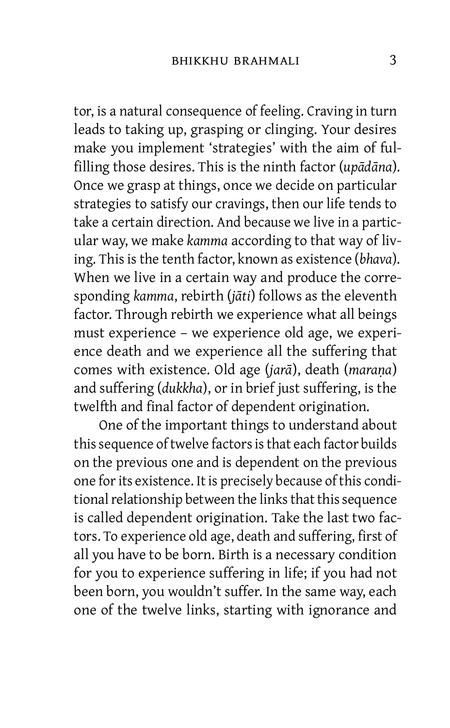tor, is a natural consequence of feeling. Craving in turn leads to taking up, grasping or clinging. Your desires make you implement 'strategies' with the aim of fulfilling those desires. This is the ninth factor (*upādāna*). Once we grasp at things, once we decide on particular strategies to satisfy our cravings, then our life tends to take a certain direction. And because we live in a particular way, we make *kamma* according to that way of living. This is the tenth factor, known as existence (*bhava*). When we live in a certain way and produce the corresponding *kamma*, rebirth (*jāti*) follows as the eleventh factor. Through rebirth we experience what all beings must experience – we experience old age, we experience death and we experience all the suffering that comes with existence. Old age (*jarā*), death (*maraṇa*) and suffering (*dukkha*), or in brief just suffering, is the twelfth and final factor of dependent origination.

One of the important things to understand about this sequence of twelve factors is that each factor builds on the previous one and is dependent on the previous one for its existence. It is precisely because of this conditional relationship between the links that this sequence is called dependent origination. Take the last two factors. To experience old age, death and suffering, first of all you have to be born. Birth is a necessary condition for you to experience suffering in life; if you had not been born, you wouldn't suffer. In the same way, each one of the twelve links, starting with ignorance and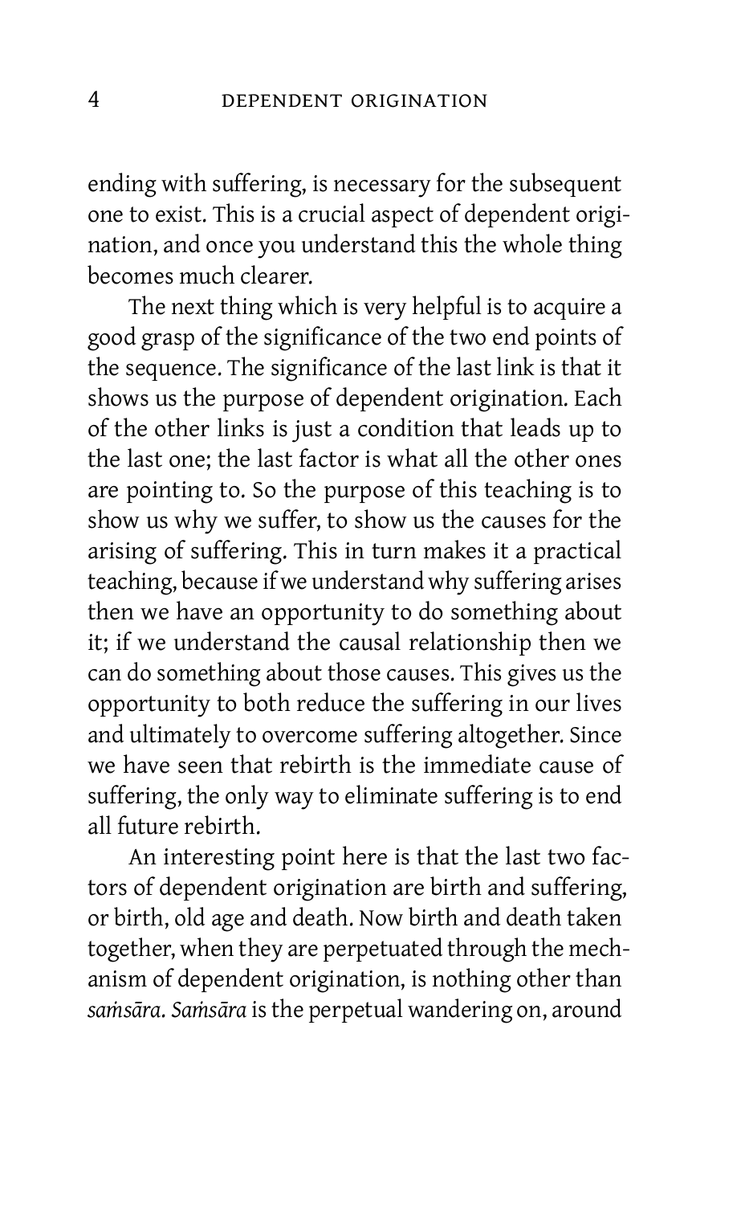ending with suffering, is necessary for the subsequent one to exist. This is a crucial aspect of dependent origination, and once you understand this the whole thing becomes much clearer.

The next thing which is very helpful is to acquire a good grasp of the significance of the two end points of the sequence. The significance of the last link is that it shows us the purpose of dependent origination. Each of the other links is just a condition that leads up to the last one; the last factor is what all the other ones are pointing to. So the purpose of this teaching is to show us why we suffer, to show us the causes for the arising of suffering. This in turn makes it a practical teaching, because if we understand why suffering arises then we have an opportunity to do something about it; if we understand the causal relationship then we can do something about those causes. This gives us the opportunity to both reduce the suffering in our lives and ultimately to overcome suffering altogether. Since we have seen that rebirth is the immediate cause of suffering, the only way to eliminate suffering is to end all future rebirth.

An interesting point here is that the last two factors of dependent origination are birth and suffering, or birth, old age and death. Now birth and death taken together, when they are perpetuated through the mechanism of dependent origination, is nothing other than *saṁsāra*. *Saṁsāra* is the perpetual wandering on, around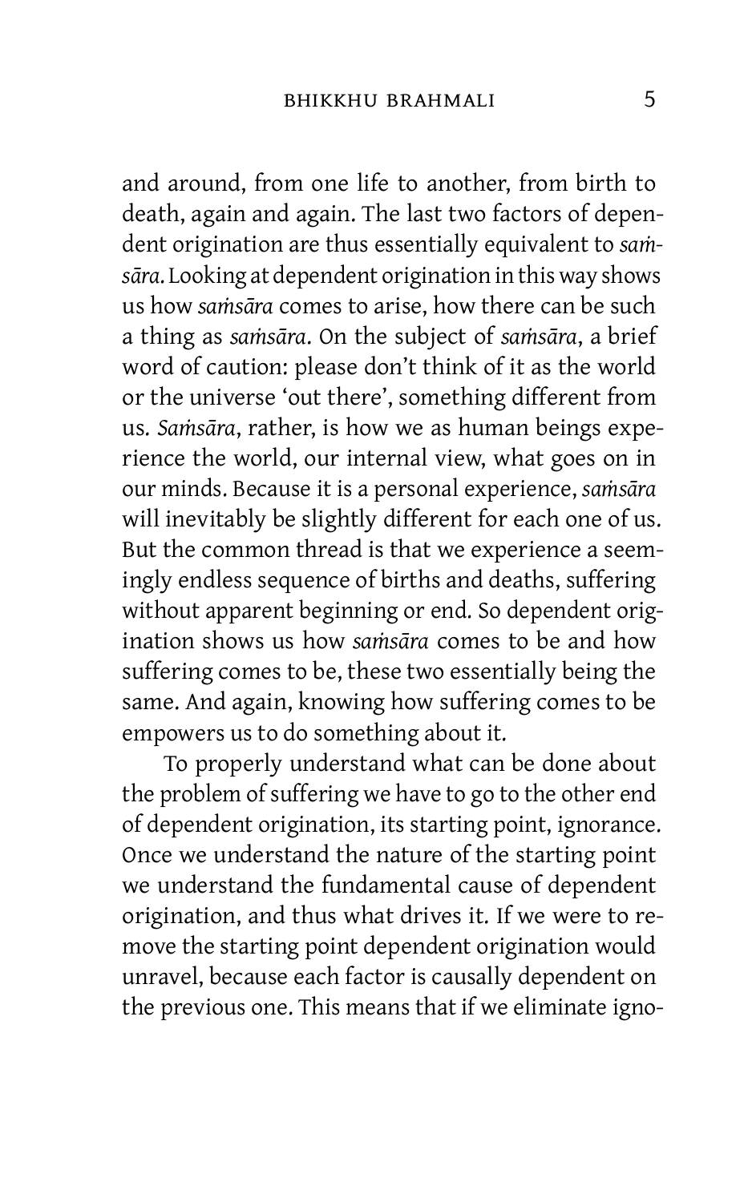and around, from one life to another, from birth to death, again and again. The last two factors of dependent origination are thus essentially equivalent to *saṁsāra*. Looking at dependent origination in this way shows us how *saṁsāra* comes to arise, how there can be such a thing as *saṁsāra*. On the subject of *saṁsāra*, a brief word of caution: please don't think of it as the world or the universe 'out there', something different from us. *Saṁsāra*, rather, is how we as human beings experience the world, our internal view, what goes on in our minds. Because it is a personal experience, *saṁsāra* will inevitably be slightly different for each one of us. But the common thread is that we experience a seemingly endless sequence of births and deaths, suffering without apparent beginning or end. So dependent origination shows us how *saṁsāra* comes to be and how suffering comes to be, these two essentially being the same. And again, knowing how suffering comes to be empowers us to do something about it.

To properly understand what can be done about the problem of suffering we have to go to the other end of dependent origination, its starting point, ignorance. Once we understand the nature of the starting point we understand the fundamental cause of dependent origination, and thus what drives it. If we were to remove the starting point dependent origination would unravel, because each factor is causally dependent on the previous one. This means that if we eliminate igno-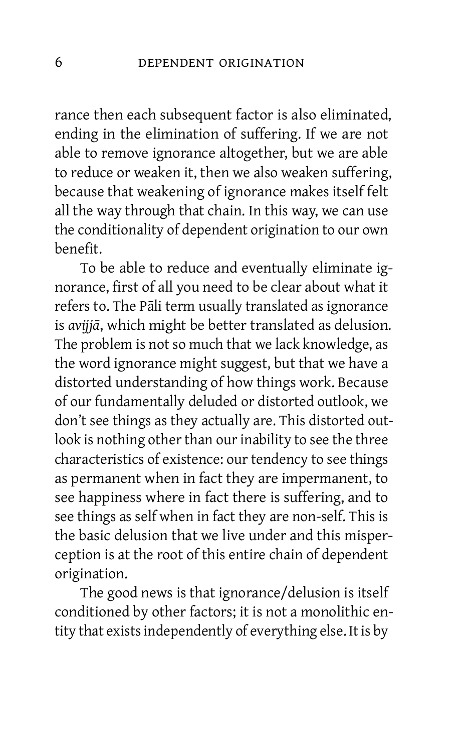rance then each subsequent factor is also eliminated, ending in the elimination of suffering. If we are not able to remove ignorance altogether, but we are able to reduce or weaken it, then we also weaken suffering, because that weakening of ignorance makes itself felt all the way through that chain. In this way, we can use the conditionality of dependent origination to our own benefit.

To be able to reduce and eventually eliminate ignorance, first of all you need to be clear about what it refers to. The Pāli term usually translated as ignorance is *avijjā*, which might be better translated as delusion. The problem is not so much that we lack knowledge, as the word ignorance might suggest, but that we have a distorted understanding of how things work. Because of our fundamentally deluded or distorted outlook, we don't see things as they actually are. This distorted outlook is nothing other than our inability to see the three characteristics of existence: our tendency to see things as permanent when in fact they are impermanent, to see happiness where in fact there is suffering, and to see things as self when in fact they are non-self. This is the basic delusion that we live under and this misperception is at the root of this entire chain of dependent origination.

The good news is that ignorance/delusion is itself conditioned by other factors; it is not a monolithic entity that exists independently of everything else. It is by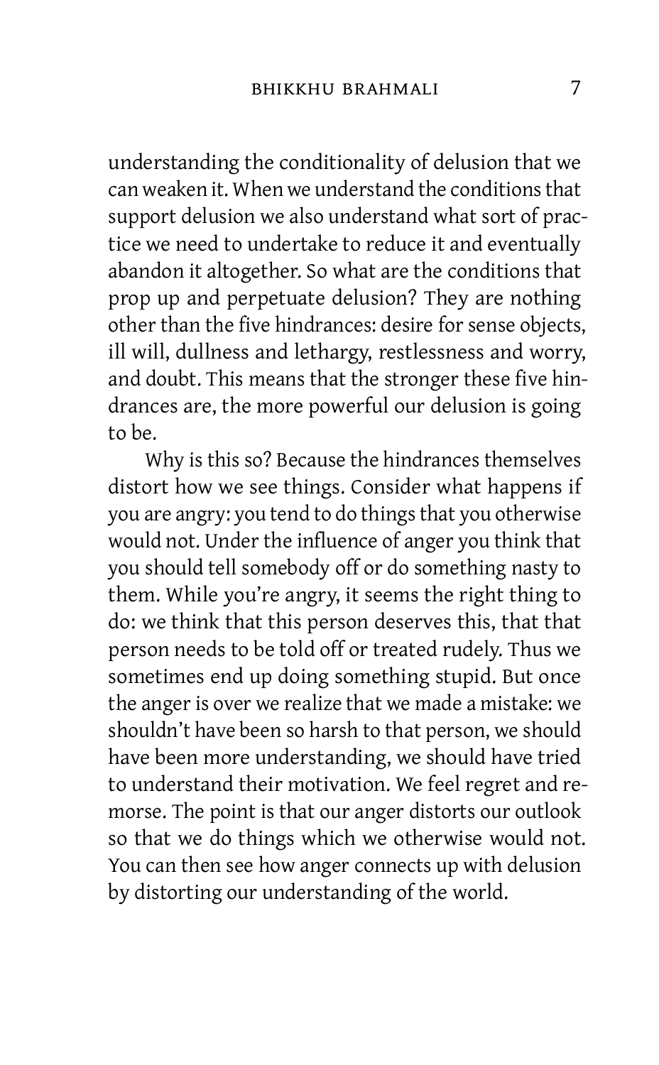understanding the conditionality of delusion that we can weaken it. When we understand the conditions that support delusion we also understand what sort of practice we need to undertake to reduce it and eventually abandon it altogether. So what are the conditions that prop up and perpetuate delusion? They are nothing other than the five hindrances: desire for sense objects, ill will, dullness and lethargy, restlessness and worry, and doubt. This means that the stronger these five hindrances are, the more powerful our delusion is going to be.

Why is this so? Because the hindrances themselves distort how we see things. Consider what happens if you are angry: you tend to do things that you otherwise would not. Under the influence of anger you think that you should tell somebody off or do something nasty to them. While you're angry, it seems the right thing to do: we think that this person deserves this, that that person needs to be told off or treated rudely. Thus we sometimes end up doing something stupid. But once the anger is over we realize that we made a mistake: we shouldn't have been so harsh to that person, we should have been more understanding, we should have tried to understand their motivation. We feel regret and remorse. The point is that our anger distorts our outlook so that we do things which we otherwise would not. You can then see how anger connects up with delusion by distorting our understanding of the world.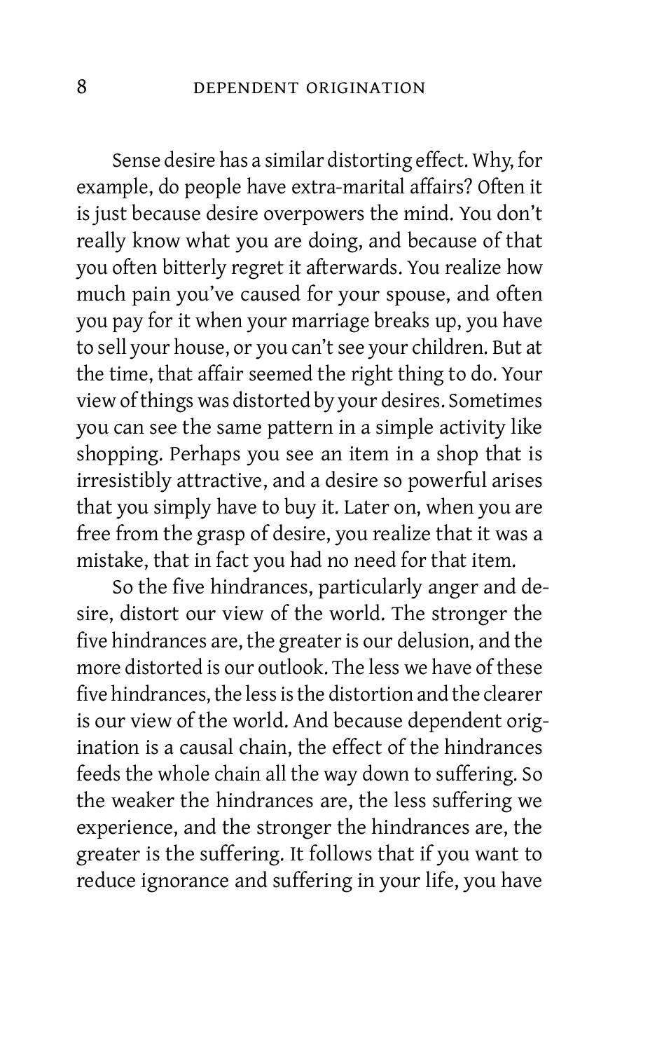Sense desire has a similar distorting effect. Why, for example, do people have extra-marital affairs? Often it is just because desire overpowers the mind. You don't really know what you are doing, and because of that you often bitterly regret it afterwards. You realize how much pain you've caused for your spouse, and often you pay for it when your marriage breaks up, you have to sell your house, or you can't see your children. But at the time, that affair seemed the right thing to do. Your view of things was distorted by your desires. Sometimes you can see the same pattern in a simple activity like shopping. Perhaps you see an item in a shop that is irresistibly attractive, and a desire so powerful arises that you simply have to buy it. Later on, when you are free from the grasp of desire, you realize that it was a mistake, that in fact you had no need for that item.

So the five hindrances, particularly anger and desire, distort our view of the world. The stronger the five hindrances are, the greater is our delusion, and the more distorted is our outlook. The less we have of these five hindrances, the less is the distortion and the clearer is our view of the world. And because dependent origination is a causal chain, the effect of the hindrances feeds the whole chain all the way down to suffering. So the weaker the hindrances are, the less suffering we experience, and the stronger the hindrances are, the greater is the suffering. It follows that if you want to reduce ignorance and suffering in your life, you have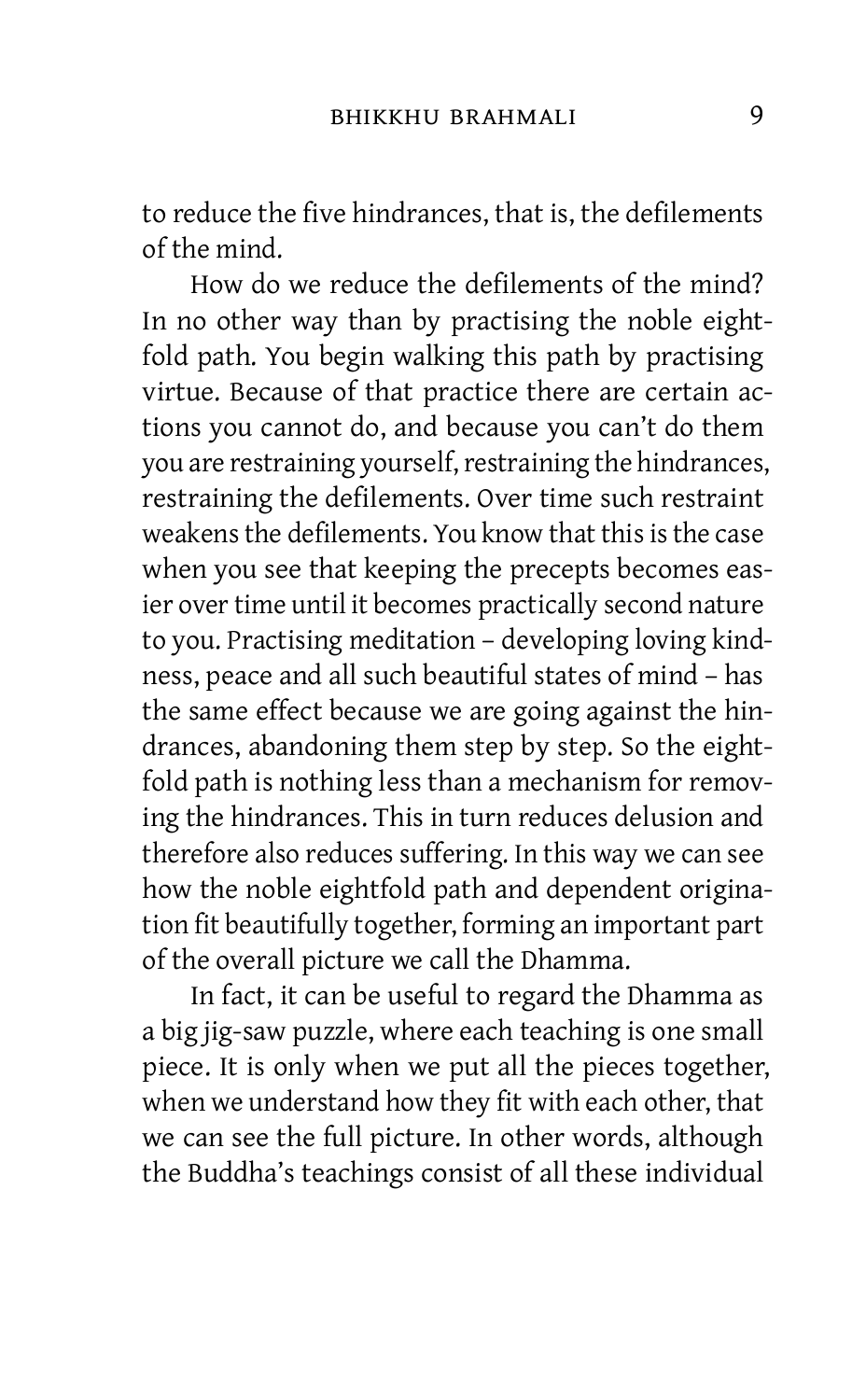to reduce the five hindrances, that is, the defilements of the mind.

How do we reduce the defilements of the mind? In no other way than by practising the noble eightfold path. You begin walking this path by practising virtue. Because of that practice there are certain actions you cannot do, and because you can't do them you are restraining yourself, restraining the hindrances, restraining the defilements. Over time such restraint weakens the defilements. You know that this is the case when you see that keeping the precepts becomes easier over time until it becomes practically second nature to you. Practising meditation – developing loving kindness, peace and all such beautiful states of mind – has the same effect because we are going against the hindrances, abandoning them step by step. So the eightfold path is nothing less than a mechanism for removing the hindrances. This in turn reduces delusion and therefore also reduces suffering. In this way we can see how the noble eightfold path and dependent origination fit beautifully together, forming an important part of the overall picture we call the Dhamma.

In fact, it can be useful to regard the Dhamma as a big jig-saw puzzle, where each teaching is one small piece. It is only when we put all the pieces together, when we understand how they fit with each other, that we can see the full picture. In other words, although the Buddha's teachings consist of all these individual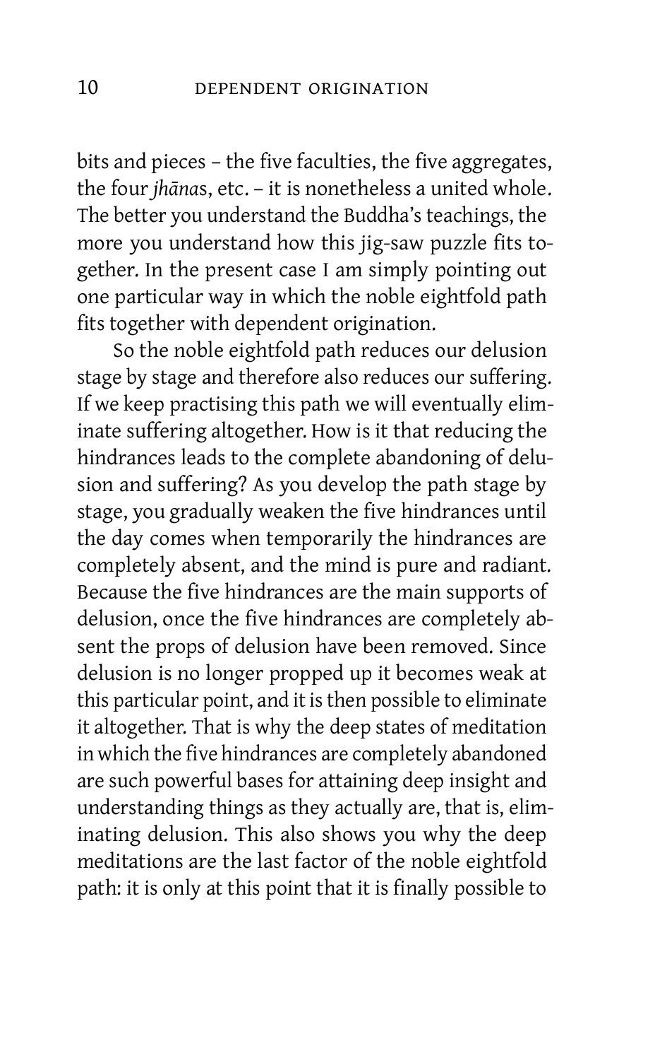bits and pieces – the five faculties, the five aggregates, the four *jhāna*s, etc. – it is nonetheless a united whole. The better you understand the Buddha's teachings, the more you understand how this jig-saw puzzle fits together. In the present case I am simply pointing out one particular way in which the noble eightfold path fits together with dependent origination.

So the noble eightfold path reduces our delusion stage by stage and therefore also reduces our suffering. If we keep practising this path we will eventually eliminate suffering altogether. How is it that reducing the hindrances leads to the complete abandoning of delusion and suffering? As you develop the path stage by stage, you gradually weaken the five hindrances until the day comes when temporarily the hindrances are completely absent, and the mind is pure and radiant. Because the five hindrances are the main supports of delusion, once the five hindrances are completely absent the props of delusion have been removed. Since delusion is no longer propped up it becomes weak at this particular point, and it is then possible to eliminate it altogether. That is why the deep states of meditation in which the five hindrances are completely abandoned are such powerful bases for attaining deep insight and understanding things as they actually are, that is, eliminating delusion. This also shows you why the deep meditations are the last factor of the noble eightfold path: it is only at this point that it is finally possible to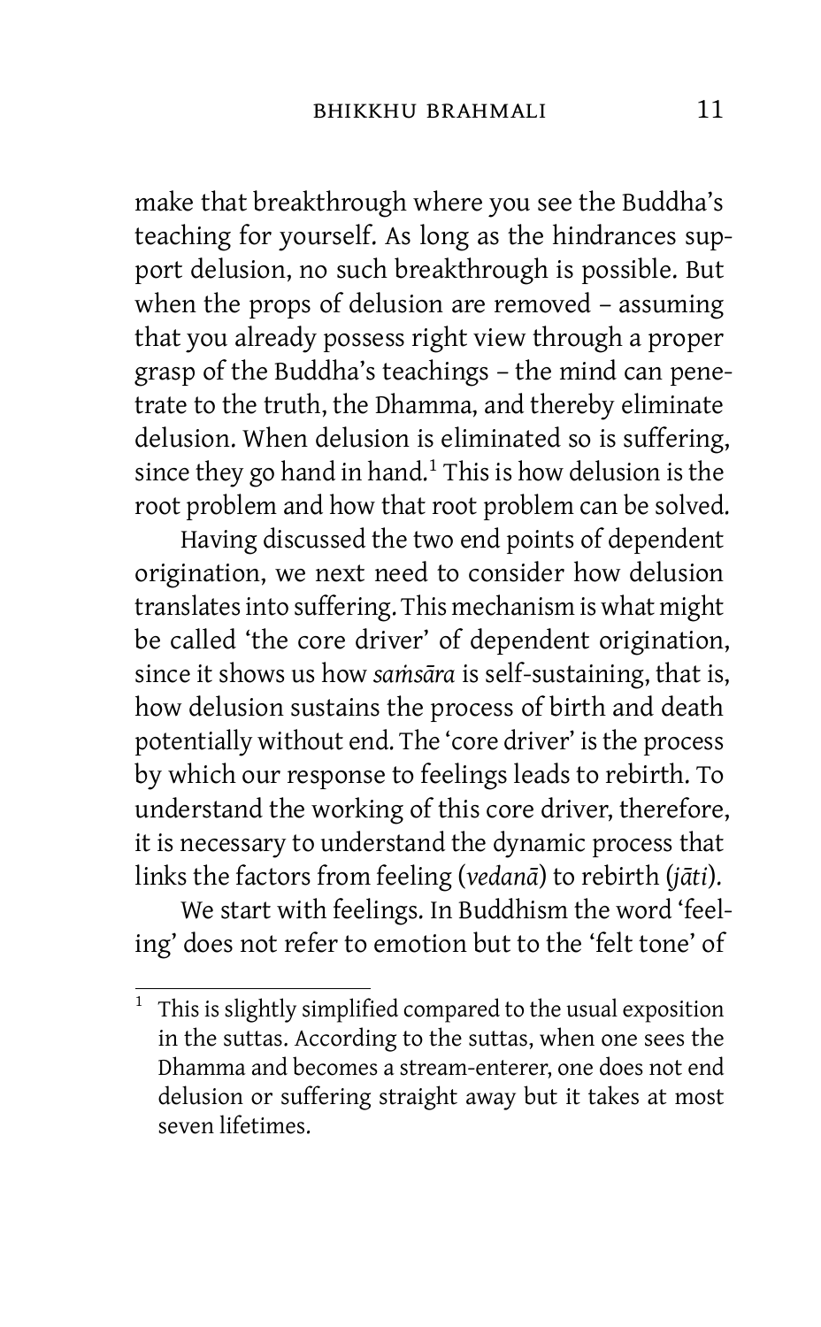make that breakthrough where you see the Buddha's teaching for yourself. As long as the hindrances support delusion, no such breakthrough is possible. But when the props of delusion are removed – assuming that you already possess right view through a proper grasp of the Buddha's teachings – the mind can penetrate to the truth, the Dhamma, and thereby eliminate delusion. When delusion is eliminated so is suffering, since they go hand in hand.[1] This is how delusion is the root problem and how that root problem can be solved.

Having discussed the two end points of dependent origination, we next need to consider how delusion translates into suffering. This mechanism is what might be called 'the core driver' of dependent origination, since it shows us how *saṁsāra* is self-sustaining, that is, how delusion sustains the process of birth and death potentially without end. The 'core driver' is the process by which our response to feelings leads to rebirth. To understand the working of this core driver, therefore, it is necessary to understand the dynamic process that links the factors from feeling (*vedanā*) to rebirth (*jāti*).

We start with feelings. In Buddhism the word 'feeling' does not refer to emotion but to the 'felt tone' of

---

[1] This is slightly simplified compared to the usual exposition in the suttas. According to the suttas, when one sees the Dhamma and becomes a stream-enterer, one does not end delusion or suffering straight away but it takes at most seven lifetimes.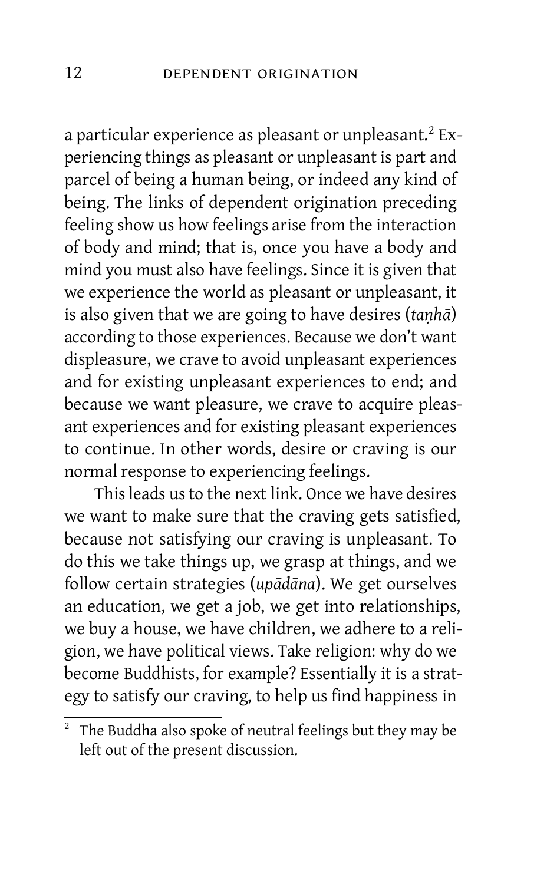a particular experience as pleasant or unpleasant.[2] Experiencing things as pleasant or unpleasant is part and parcel of being a human being, or indeed any kind of being. The links of dependent origination preceding feeling show us how feelings arise from the interaction of body and mind; that is, once you have a body and mind you must also have feelings. Since it is given that we experience the world as pleasant or unpleasant, it is also given that we are going to have desires (*taṇhā*) according to those experiences. Because we don't want displeasure, we crave to avoid unpleasant experiences and for existing unpleasant experiences to end; and because we want pleasure, we crave to acquire pleasant experiences and for existing pleasant experiences to continue. In other words, desire or craving is our normal response to experiencing feelings.

This leads us to the next link. Once we have desires we want to make sure that the craving gets satisfied, because not satisfying our craving is unpleasant. To do this we take things up, we grasp at things, and we follow certain strategies (*upādāna*). We get ourselves an education, we get a job, we get into relationships, we buy a house, we have children, we adhere to a religion, we have political views. Take religion: why do we become Buddhists, for example? Essentially it is a strategy to satisfy our craving, to help us find happiness in

[2] The Buddha also spoke of neutral feelings but they may be left out of the present discussion.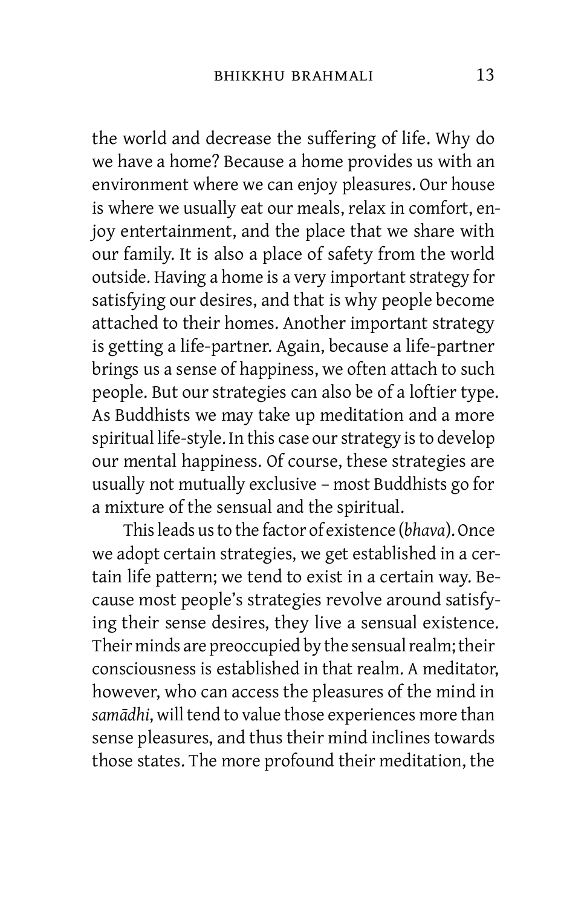the world and decrease the suffering of life. Why do we have a home? Because a home provides us with an environment where we can enjoy pleasures. Our house is where we usually eat our meals, relax in comfort, enjoy entertainment, and the place that we share with our family. It is also a place of safety from the world outside. Having a home is a very important strategy for satisfying our desires, and that is why people become attached to their homes. Another important strategy is getting a life-partner. Again, because a life-partner brings us a sense of happiness, we often attach to such people. But our strategies can also be of a loftier type. As Buddhists we may take up meditation and a more spiritual life-style. In this case our strategy is to develop our mental happiness. Of course, these strategies are usually not mutually exclusive – most Buddhists go for a mixture of the sensual and the spiritual.

This leads us to the factor of existence (*bhava*). Once we adopt certain strategies, we get established in a certain life pattern; we tend to exist in a certain way. Because most people's strategies revolve around satisfying their sense desires, they live a sensual existence. Their minds are preoccupied by the sensual realm; their consciousness is established in that realm. A meditator, however, who can access the pleasures of the mind in *samādhi*, will tend to value those experiences more than sense pleasures, and thus their mind inclines towards those states. The more profound their meditation, the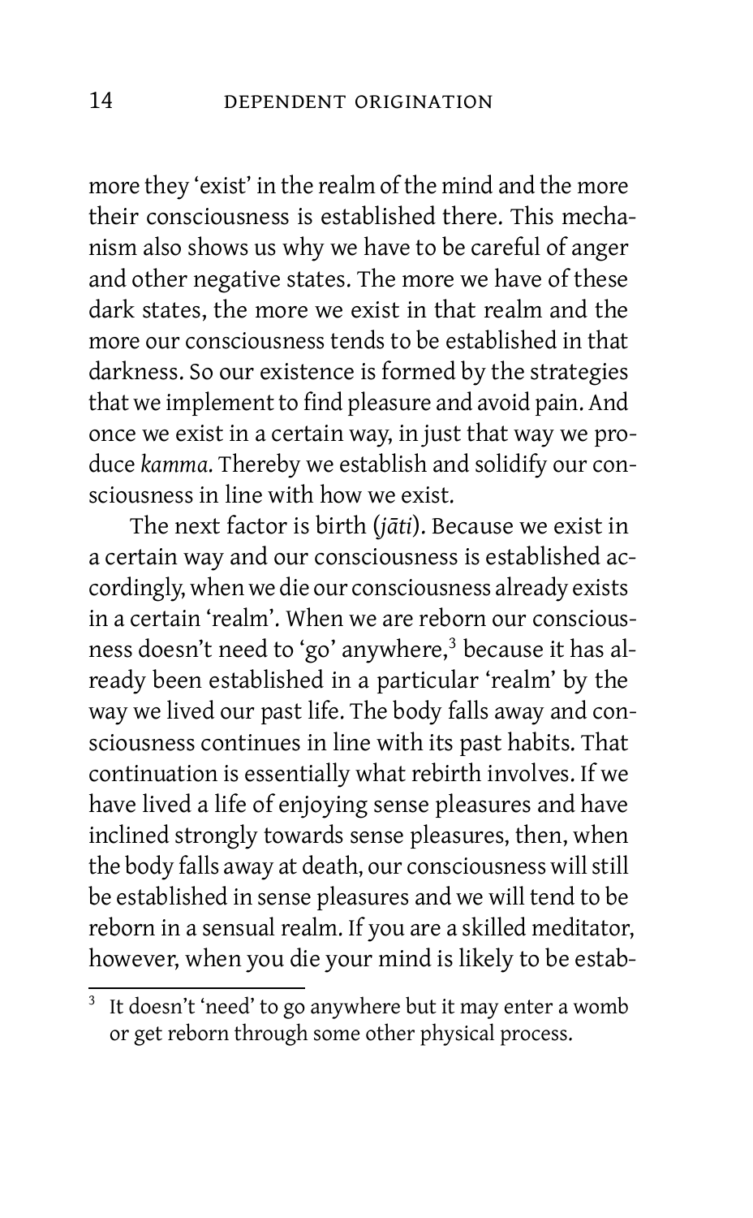more they 'exist' in the realm of the mind and the more their consciousness is established there. This mechanism also shows us why we have to be careful of anger and other negative states. The more we have of these dark states, the more we exist in that realm and the more our consciousness tends to be established in that darkness. So our existence is formed by the strategies that we implement to find pleasure and avoid pain. And once we exist in a certain way, in just that way we produce *kamma*. Thereby we establish and solidify our consciousness in line with how we exist.

The next factor is birth (*jāti*). Because we exist in a certain way and our consciousness is established accordingly, when we die our consciousness already exists in a certain 'realm'. When we are reborn our consciousness doesn't need to 'go' anywhere,[3] because it has already been established in a particular 'realm' by the way we lived our past life. The body falls away and consciousness continues in line with its past habits. That continuation is essentially what rebirth involves. If we have lived a life of enjoying sense pleasures and have inclined strongly towards sense pleasures, then, when the body falls away at death, our consciousness will still be established in sense pleasures and we will tend to be reborn in a sensual realm. If you are a skilled meditator, however, when you die your mind is likely to be estab-

[3] It doesn't 'need' to go anywhere but it may enter a womb or get reborn through some other physical process.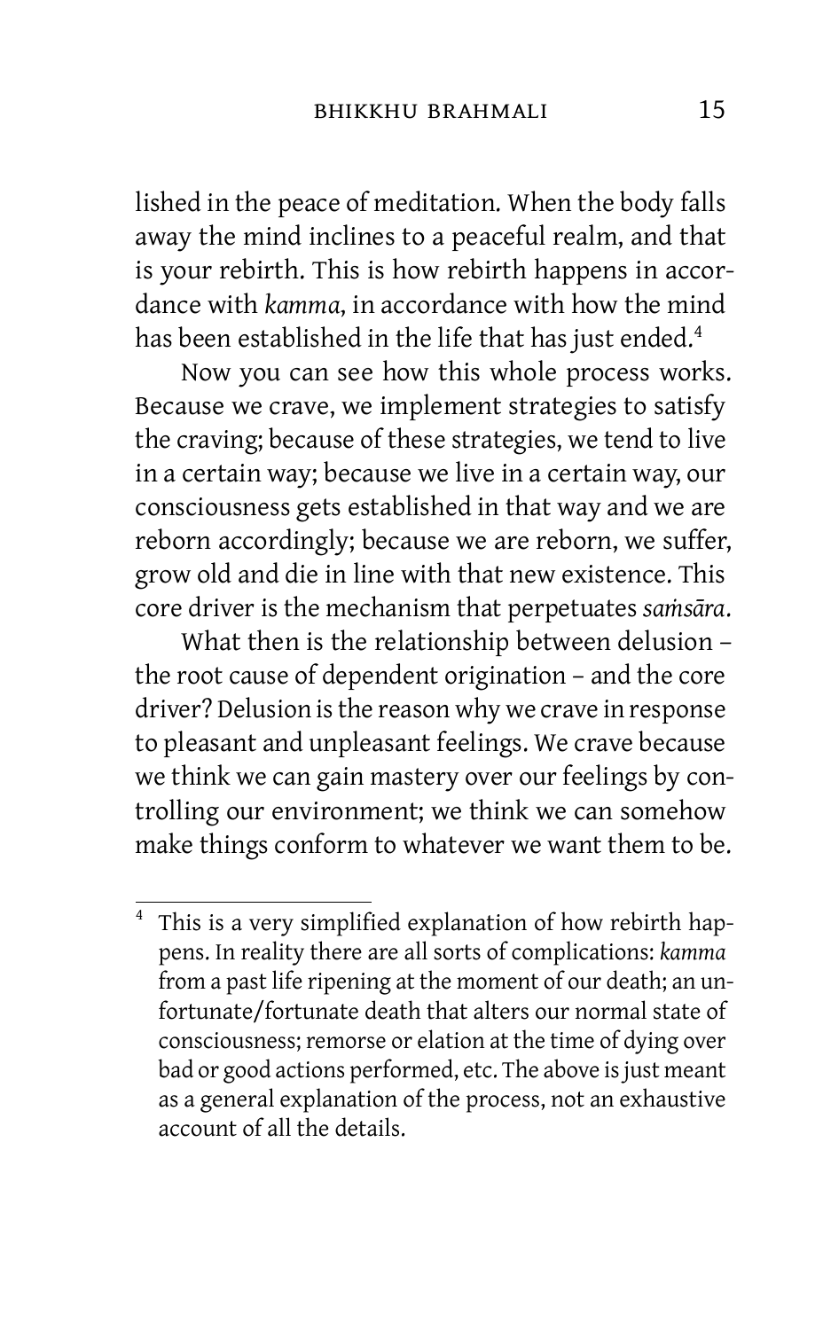lished in the peace of meditation. When the body falls away the mind inclines to a peaceful realm, and that is your rebirth. This is how rebirth happens in accordance with *kamma*, in accordance with how the mind has been established in the life that has just ended.[4]

Now you can see how this whole process works. Because we crave, we implement strategies to satisfy the craving; because of these strategies, we tend to live in a certain way; because we live in a certain way, our consciousness gets established in that way and we are reborn accordingly; because we are reborn, we suffer, grow old and die in line with that new existence. This core driver is the mechanism that perpetuates *saṁsāra*.

What then is the relationship between delusion – the root cause of dependent origination – and the core driver? Delusion is the reason why we crave in response to pleasant and unpleasant feelings. We crave because we think we can gain mastery over our feelings by controlling our environment; we think we can somehow make things conform to whatever we want them to be.

---

[4] This is a very simplified explanation of how rebirth happens. In reality there are all sorts of complications: *kamma* from a past life ripening at the moment of our death; an unfortunate/fortunate death that alters our normal state of consciousness; remorse or elation at the time of dying over bad or good actions performed, etc. The above is just meant as a general explanation of the process, not an exhaustive account of all the details.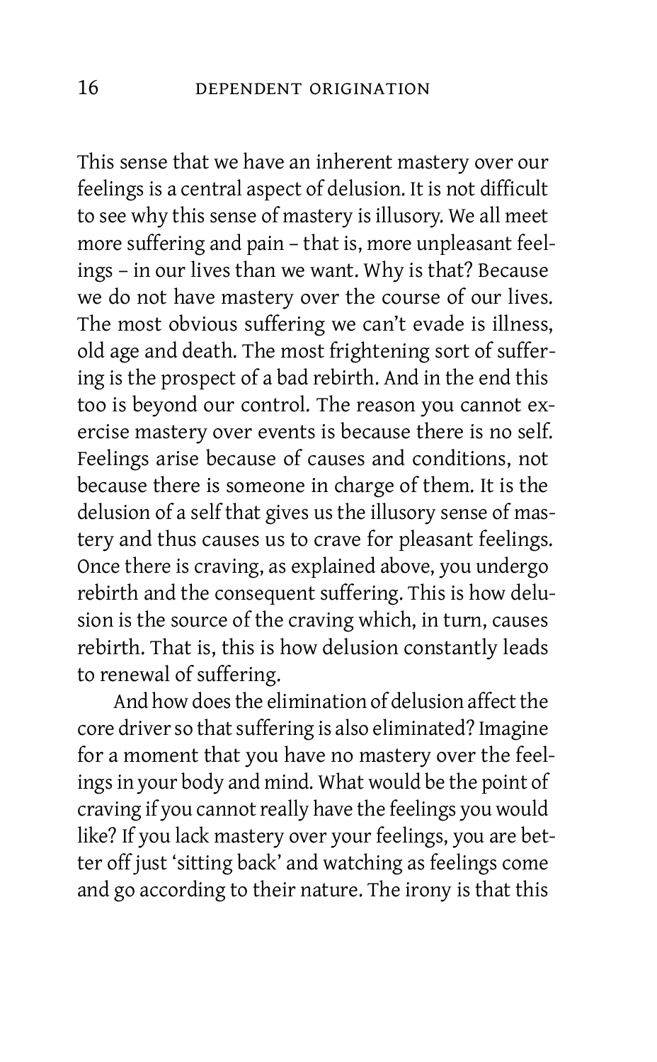This sense that we have an inherent mastery over our feelings is a central aspect of delusion. It is not difficult to see why this sense of mastery is illusory. We all meet more suffering and pain – that is, more unpleasant feelings – in our lives than we want. Why is that? Because we do not have mastery over the course of our lives. The most obvious suffering we can't evade is illness, old age and death. The most frightening sort of suffering is the prospect of a bad rebirth. And in the end this too is beyond our control. The reason you cannot exercise mastery over events is because there is no self. Feelings arise because of causes and conditions, not because there is someone in charge of them. It is the delusion of a self that gives us the illusory sense of mastery and thus causes us to crave for pleasant feelings. Once there is craving, as explained above, you undergo rebirth and the consequent suffering. This is how delusion is the source of the craving which, in turn, causes rebirth. That is, this is how delusion constantly leads to renewal of suffering.

And how does the elimination of delusion affect the core driver so that suffering is also eliminated? Imagine for a moment that you have no mastery over the feelings in your body and mind. What would be the point of craving if you cannot really have the feelings you would like? If you lack mastery over your feelings, you are better off just 'sitting back' and watching as feelings come and go according to their nature. The irony is that this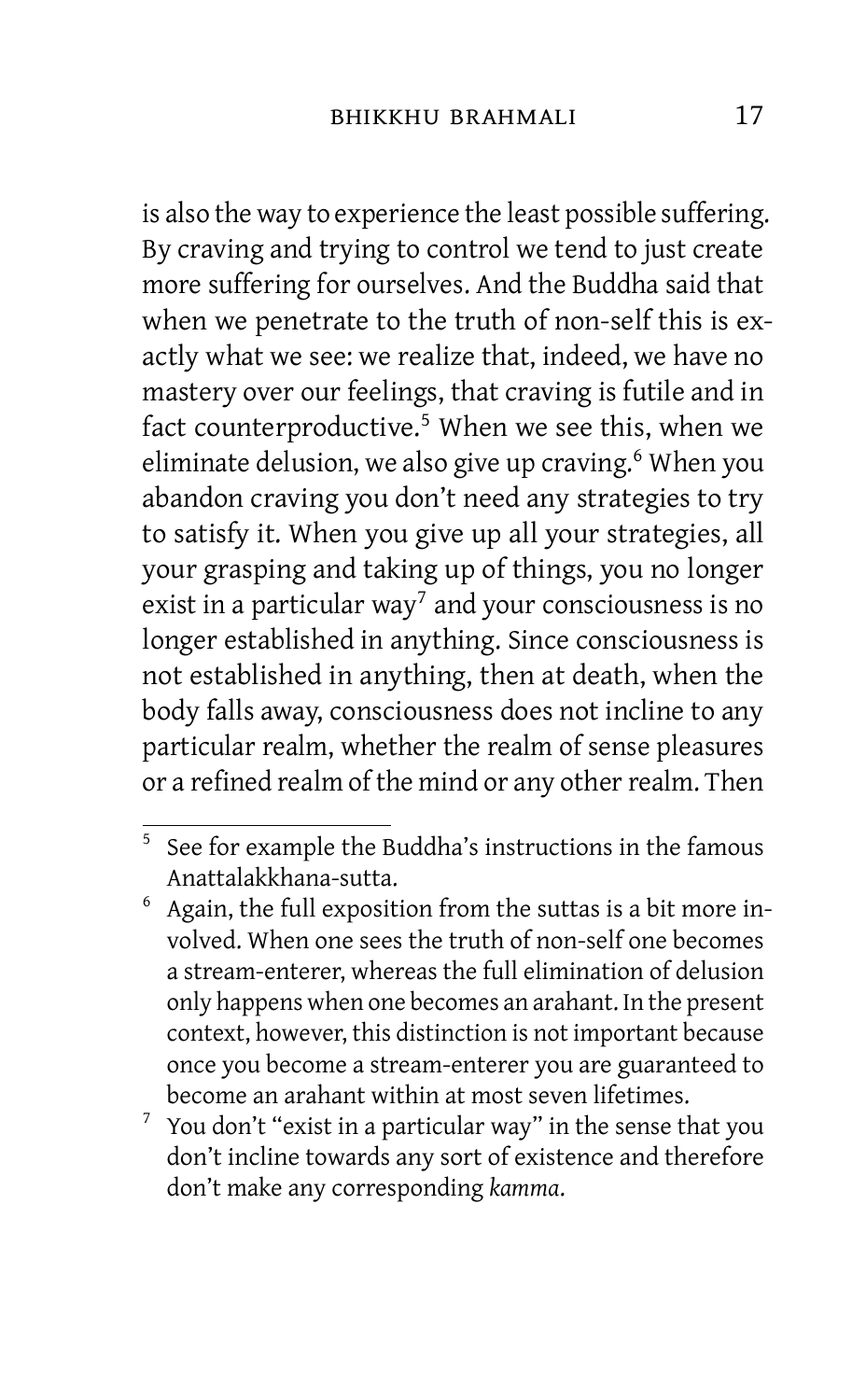is also the way to experience the least possible suffering. By craving and trying to control we tend to just create more suffering for ourselves. And the Buddha said that when we penetrate to the truth of non-self this is exactly what we see: we realize that, indeed, we have no mastery over our feelings, that craving is futile and in fact counterproductive.[5] When we see this, when we eliminate delusion, we also give up craving.[6] When you abandon craving you don't need any strategies to try to satisfy it. When you give up all your strategies, all your grasping and taking up of things, you no longer exist in a particular way[7] and your consciousness is no longer established in anything. Since consciousness is not established in anything, then at death, when the body falls away, consciousness does not incline to any particular realm, whether the realm of sense pleasures or a refined realm of the mind or any other realm. Then

---

[5] See for example the Buddha's instructions in the famous Anattalakkhana-sutta.

[6] Again, the full exposition from the suttas is a bit more involved. When one sees the truth of non-self one becomes a stream-enterer, whereas the full elimination of delusion only happens when one becomes an arahant. In the present context, however, this distinction is not important because once you become a stream-enterer you are guaranteed to become an arahant within at most seven lifetimes.

[7] You don't "exist in a particular way" in the sense that you don't incline towards any sort of existence and therefore don't make any corresponding *kamma*.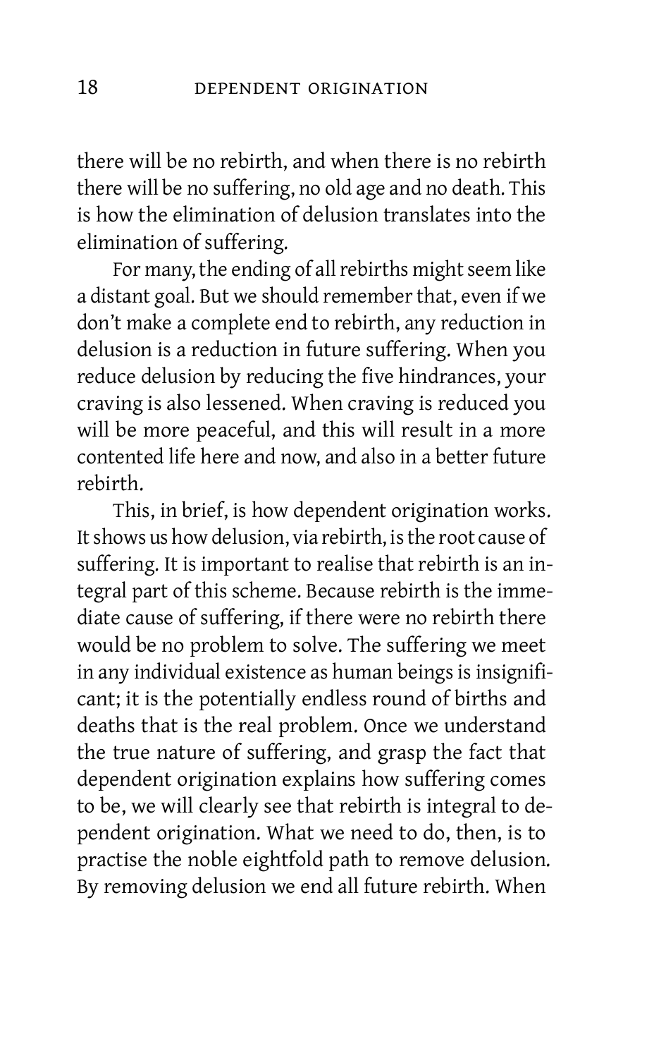there will be no rebirth, and when there is no rebirth there will be no suffering, no old age and no death. This is how the elimination of delusion translates into the elimination of suffering.

For many, the ending of all rebirths might seem like a distant goal. But we should remember that, even if we don't make a complete end to rebirth, any reduction in delusion is a reduction in future suffering. When you reduce delusion by reducing the five hindrances, your craving is also lessened. When craving is reduced you will be more peaceful, and this will result in a more contented life here and now, and also in a better future rebirth.

This, in brief, is how dependent origination works. It shows us how delusion, via rebirth, is the root cause of suffering. It is important to realise that rebirth is an integral part of this scheme. Because rebirth is the immediate cause of suffering, if there were no rebirth there would be no problem to solve. The suffering we meet in any individual existence as human beings is insignificant; it is the potentially endless round of births and deaths that is the real problem. Once we understand the true nature of suffering, and grasp the fact that dependent origination explains how suffering comes to be, we will clearly see that rebirth is integral to dependent origination. What we need to do, then, is to practise the noble eightfold path to remove delusion. By removing delusion we end all future rebirth. When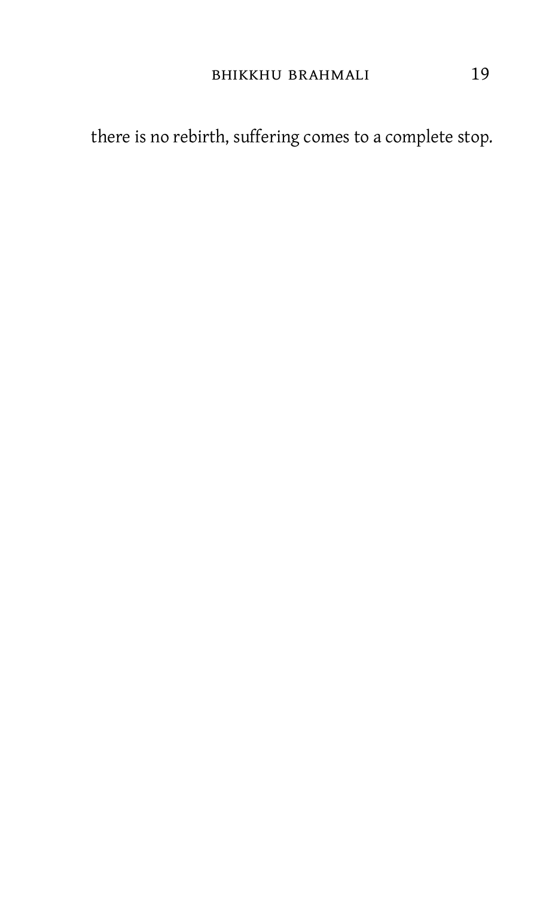there is no rebirth, suffering comes to a complete stop.